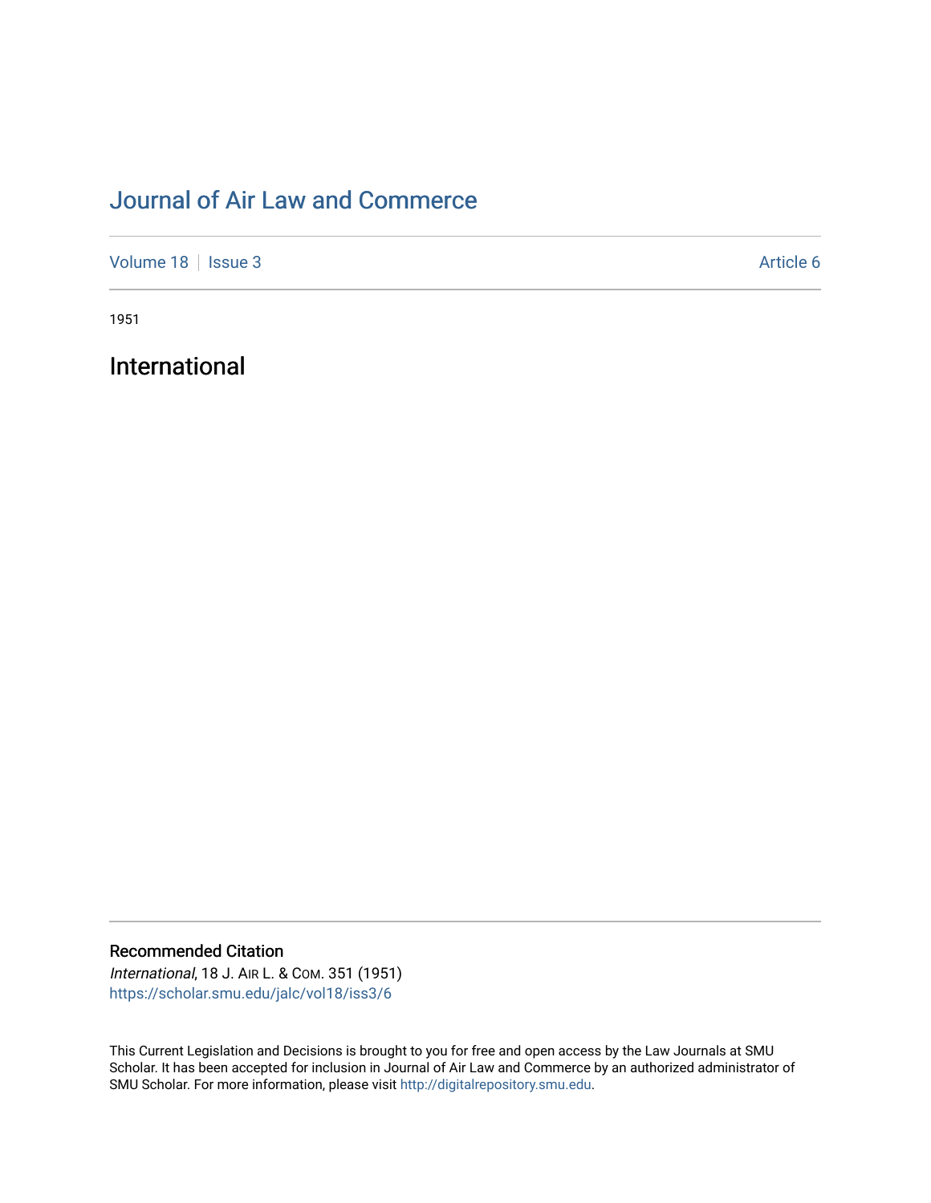# Journal of Air Law and Commerce

Volume 18 | Issue 3 — Article 6

1951

## International

### Recommended Citation

*International*, 18 J. AIR L. & COM. 351 (1951)
https://scholar.smu.edu/jalc/vol18/iss3/6

This Current Legislation and Decisions is brought to you for free and open access by the Law Journals at SMU Scholar. It has been accepted for inclusion in Journal of Air Law and Commerce by an authorized administrator of SMU Scholar. For more information, please visit http://digitalrepository.smu.edu.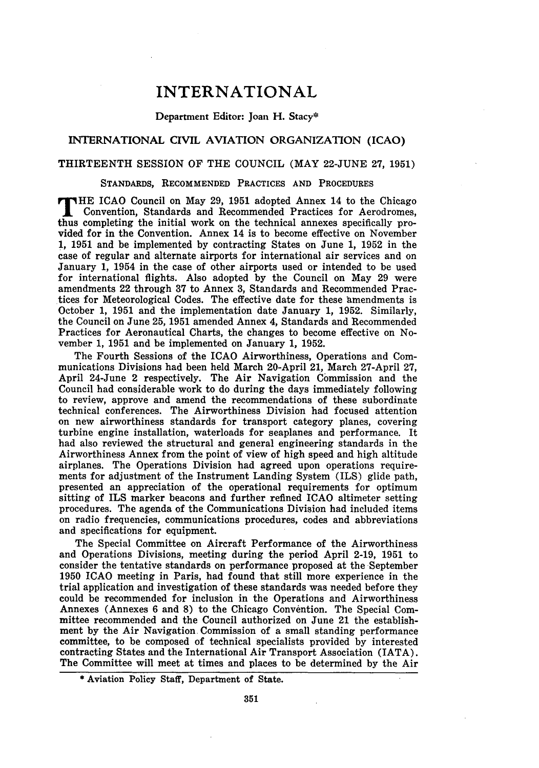# INTERNATIONAL

Department Editor: Joan H. Stacy*

## INTERNATIONAL CIVIL AVIATION ORGANIZATION (ICAO)

### THIRTEENTH SESSION OF THE COUNCIL (MAY 22-JUNE 27, 1951)

#### STANDARDS, RECOMMENDED PRACTICES AND PROCEDURES

THE ICAO Council on May 29, 1951 adopted Annex 14 to the Chicago Convention, Standards and Recommended Practices for Aerodromes, thus completing the initial work on the technical annexes specifically provided for in the Convention. Annex 14 is to become effective on November 1, 1951 and be implemented by contracting States on June 1, 1952 in the case of regular and alternate airports for international air services and on January 1, 1954 in the case of other airports used or intended to be used for international flights. Also adopted by the Council on May 29 were amendments 22 through 37 to Annex 3, Standards and Recommended Practices for Meteorological Codes. The effective date for these amendments is October 1, 1951 and the implementation date January 1, 1952. Similarly, the Council on June 25, 1951 amended Annex 4, Standards and Recommended Practices for Aeronautical Charts, the changes to become effective on November 1, 1951 and be implemented on January 1, 1952.

The Fourth Sessions of the ICAO Airworthiness, Operations and Communications Divisions had been held March 20-April 21, March 27-April 27, April 24-June 2 respectively. The Air Navigation Commission and the Council had considerable work to do during the days immediately following to review, approve and amend the recommendations of these subordinate technical conferences. The Airworthiness Division had focused attention on new airworthiness standards for transport category planes, covering turbine engine installation, waterloads for seaplanes and performance. It had also reviewed the structural and general engineering standards in the Airworthiness Annex from the point of view of high speed and high altitude airplanes. The Operations Division had agreed upon operations requirements for adjustment of the Instrument Landing System (ILS) glide path, presented an appreciation of the operational requirements for optimum sitting of ILS marker beacons and further refined ICAO altimeter setting procedures. The agenda of the Communications Division had included items on radio frequencies, communications procedures, codes and abbreviations and specifications for equipment.

The Special Committee on Aircraft Performance of the Airworthiness and Operations Divisions, meeting during the period April 2-19, 1951 to consider the tentative standards on performance proposed at the September 1950 ICAO meeting in Paris, had found that still more experience in the trial application and investigation of these standards was needed before they could be recommended for inclusion in the Operations and Airworthiness Annexes (Annexes 6 and 8) to the Chicago Convention. The Special Committee recommended and the Council authorized on June 21 the establishment by the Air Navigation Commission of a small standing performance committee, to be composed of technical specialists provided by interested contracting States and the International Air Transport Association (IATA). The Committee will meet at times and places to be determined by the Air

---

* Aviation Policy Staff, Department of State.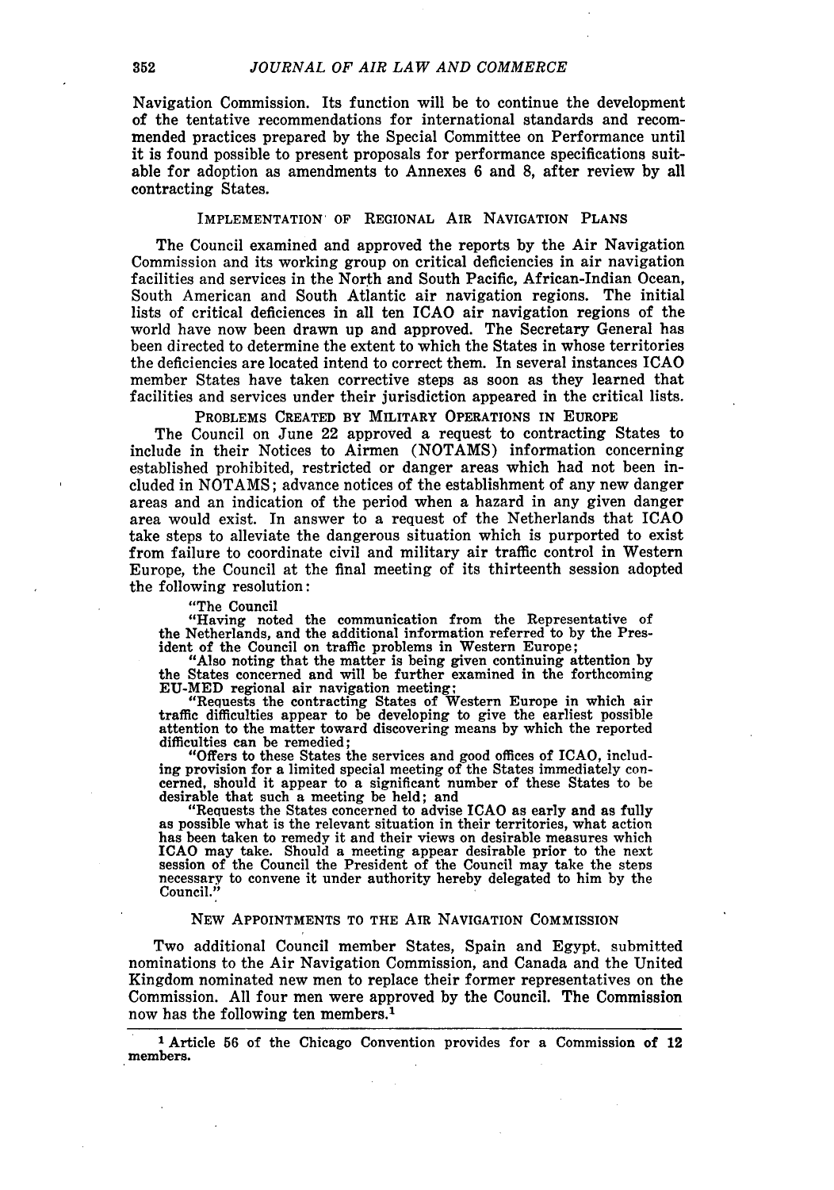Navigation Commission. Its function will be to continue the development of the tentative recommendations for international standards and recommended practices prepared by the Special Committee on Performance until it is found possible to present proposals for performance specifications suitable for adoption as amendments to Annexes 6 and 8, after review by all contracting States.

### IMPLEMENTATION OF REGIONAL AIR NAVIGATION PLANS

The Council examined and approved the reports by the Air Navigation Commission and its working group on critical deficiencies in air navigation facilities and services in the North and South Pacific, African-Indian Ocean, South American and South Atlantic air navigation regions. The initial lists of critical deficiences in all ten ICAO air navigation regions of the world have now been drawn up and approved. The Secretary General has been directed to determine the extent to which the States in whose territories the deficiencies are located intend to correct them. In several instances ICAO member States have taken corrective steps as soon as they learned that facilities and services under their jurisdiction appeared in the critical lists.

### PROBLEMS CREATED BY MILITARY OPERATIONS IN EUROPE

The Council on June 22 approved a request to contracting States to include in their Notices to Airmen (NOTAMS) information concerning established prohibited, restricted or danger areas which had not been included in NOTAMS; advance notices of the establishment of any new danger areas and an indication of the period when a hazard in any given danger area would exist. In answer to a request of the Netherlands that ICAO take steps to alleviate the dangerous situation which is purported to exist from failure to coordinate civil and military air traffic control in Western Europe, the Council at the final meeting of its thirteenth session adopted the following resolution:

> "The Council
>
> "Having noted the communication from the Representative of the Netherlands, and the additional information referred to by the President of the Council on traffic problems in Western Europe;
>
> "Also noting that the matter is being given continuing attention by the States concerned and will be further examined in the forthcoming EU-MED regional air navigation meeting;
>
> "Requests the contracting States of Western Europe in which air traffic difficulties appear to be developing to give the earliest possible attention to the matter toward discovering means by which the reported difficulties can be remedied;
>
> "Offers to these States the services and good offices of ICAO, including provision for a limited special meeting of the States immediately concerned, should it appear to a significant number of these States to be desirable that such a meeting be held; and
>
> "Requests the States concerned to advise ICAO as early and as fully as possible what is the relevant situation in their territories, what action has been taken to remedy it and their views on desirable measures which ICAO may take. Should a meeting appear desirable prior to the next session of the Council the President of the Council may take the steps necessary to convene it under authority hereby delegated to him by the Council."

### NEW APPOINTMENTS TO THE AIR NAVIGATION COMMISSION

Two additional Council member States, Spain and Egypt, submitted nominations to the Air Navigation Commission, and Canada and the United Kingdom nominated new men to replace their former representatives on the Commission. All four men were approved by the Council. The Commission now has the following ten members.[1]

---

[1] Article 56 of the Chicago Convention provides for a Commission of 12 members.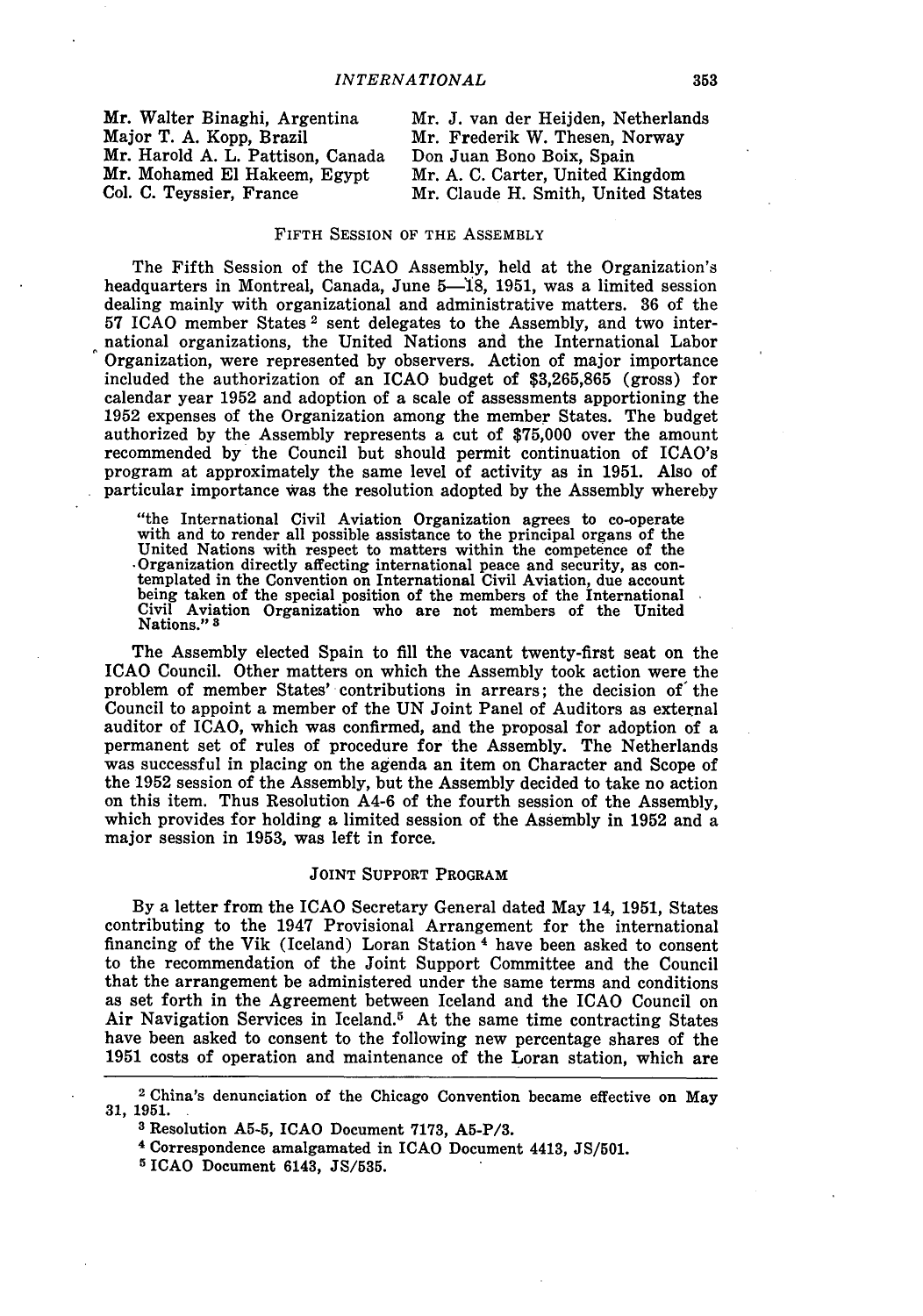| | |
|---|---|
| Mr. Walter Binaghi, Argentina | Mr. J. van der Heijden, Netherlands |
| Major T. A. Kopp, Brazil | Mr. Frederik W. Thesen, Norway |
| Mr. Harold A. L. Pattison, Canada | Don Juan Bono Boix, Spain |
| Mr. Mohamed El Hakeem, Egypt | Mr. A. C. Carter, United Kingdom |
| Col. C. Teyssier, France | Mr. Claude H. Smith, United States |

## FIFTH SESSION OF THE ASSEMBLY

The Fifth Session of the ICAO Assembly, held at the Organization's headquarters in Montreal, Canada, June 5—18, 1951, was a limited session dealing mainly with organizational and administrative matters. 36 of the 57 ICAO member States [2] sent delegates to the Assembly, and two international organizations, the United Nations and the International Labor Organization, were represented by observers. Action of major importance included the authorization of an ICAO budget of $3,265,865 (gross) for calendar year 1952 and adoption of a scale of assessments apportioning the 1952 expenses of the Organization among the member States. The budget authorized by the Assembly represents a cut of $75,000 over the amount recommended by the Council but should permit continuation of ICAO's program at approximately the same level of activity as in 1951. Also of particular importance was the resolution adopted by the Assembly whereby

> "the International Civil Aviation Organization agrees to co-operate with and to render all possible assistance to the principal organs of the United Nations with respect to matters within the competence of the Organization directly affecting international peace and security, as contemplated in the Convention on International Civil Aviation, due account being taken of the special position of the members of the International Civil Aviation Organization who are not members of the United Nations." [3]

The Assembly elected Spain to fill the vacant twenty-first seat on the ICAO Council. Other matters on which the Assembly took action were the problem of member States' contributions in arrears; the decision of the Council to appoint a member of the UN Joint Panel of Auditors as external auditor of ICAO, which was confirmed, and the proposal for adoption of a permanent set of rules of procedure for the Assembly. The Netherlands was successful in placing on the agenda an item on Character and Scope of the 1952 session of the Assembly, but the Assembly decided to take no action on this item. Thus Resolution A4-6 of the fourth session of the Assembly, which provides for holding a limited session of the Assembly in 1952 and a major session in 1953, was left in force.

## JOINT SUPPORT PROGRAM

By a letter from the ICAO Secretary General dated May 14, 1951, States contributing to the 1947 Provisional Arrangement for the international financing of the Vik (Iceland) Loran Station [4] have been asked to consent to the recommendation of the Joint Support Committee and the Council that the arrangement be administered under the same terms and conditions as set forth in the Agreement between Iceland and the ICAO Council on Air Navigation Services in Iceland.[5] At the same time contracting States have been asked to consent to the following new percentage shares of the 1951 costs of operation and maintenance of the Loran station, which are

---

[2] China's denunciation of the Chicago Convention became effective on May 31, 1951.

[3] Resolution A5-5, ICAO Document 7173, A5-P/3.

[4] Correspondence amalgamated in ICAO Document 4413, JS/501.

[5] ICAO Document 6143, JS/535.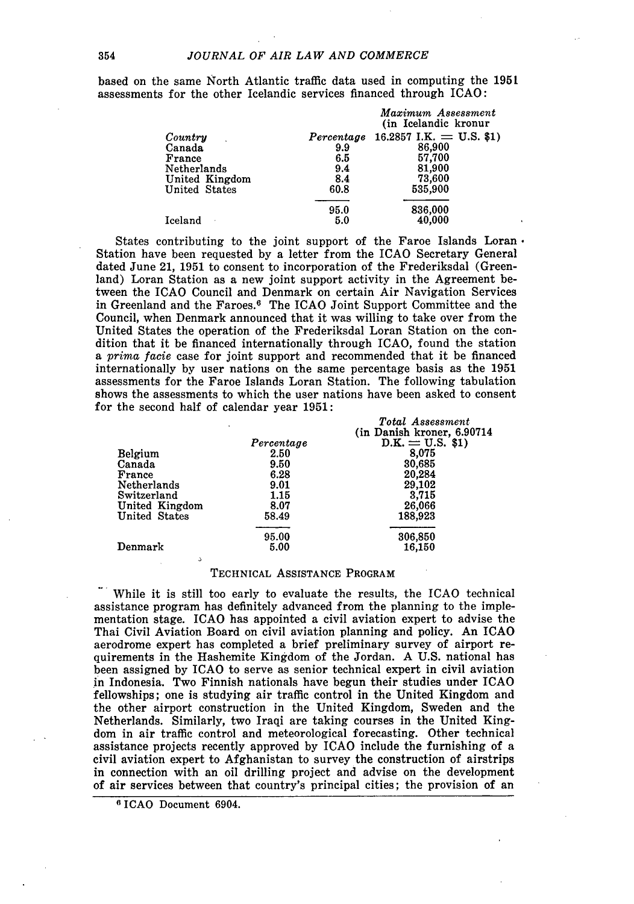based on the same North Atlantic traffic data used in computing the 1951 assessments for the other Icelandic services financed through ICAO:

| *Country* | *Percentage* | *Maximum Assessment* (in Icelandic kronur 16.2857 I.K. = U.S. $1) |
|---|---|---|
| Canada | 9.9 | 86,900 |
| France | 6.5 | 57,700 |
| Netherlands | 9.4 | 81,900 |
| United Kingdom | 8.4 | 73,600 |
| United States | 60.8 | 535,900 |
| | 95.0 | 836,000 |
| Iceland | 5.0 | 40,000 |

States contributing to the joint support of the Faroe Islands Loran Station have been requested by a letter from the ICAO Secretary General dated June 21, 1951 to consent to incorporation of the Frederiksdal (Greenland) Loran Station as a new joint support activity in the Agreement between the ICAO Council and Denmark on certain Air Navigation Services in Greenland and the Faroes.[6] The ICAO Joint Support Committee and the Council, when Denmark announced that it was willing to take over from the United States the operation of the Frederiksdal Loran Station on the condition that it be financed internationally through ICAO, found the station a *prima facie* case for joint support and recommended that it be financed internationally by user nations on the same percentage basis as the 1951 assessments for the Faroe Islands Loran Station. The following tabulation shows the assessments to which the user nations have been asked to consent for the second half of calendar year 1951:

| | *Percentage* | *Total Assessment* (in Danish kroner, 6.90714 D.K. = U.S. $1) |
|---|---|---|
| Belgium | 2.50 | 8,075 |
| Canada | 9.50 | 30,685 |
| France | 6.28 | 20,284 |
| Netherlands | 9.01 | 29,102 |
| Switzerland | 1.15 | 3,715 |
| United Kingdom | 8.07 | 26,066 |
| United States | 58.49 | 188,923 |
| | 95.00 | 306,850 |
| Denmark | 5.00 | 16,150 |

## TECHNICAL ASSISTANCE PROGRAM

While it is still too early to evaluate the results, the ICAO technical assistance program has definitely advanced from the planning to the implementation stage. ICAO has appointed a civil aviation expert to advise the Thai Civil Aviation Board on civil aviation planning and policy. An ICAO aerodrome expert has completed a brief preliminary survey of airport requirements in the Hashemite Kingdom of the Jordan. A U.S. national has been assigned by ICAO to serve as senior technical expert in civil aviation in Indonesia. Two Finnish nationals have begun their studies under ICAO fellowships; one is studying air traffic control in the United Kingdom and the other airport construction in the United Kingdom, Sweden and the Netherlands. Similarly, two Iraqi are taking courses in the United Kingdom in air traffic control and meteorological forecasting. Other technical assistance projects recently approved by ICAO include the furnishing of a civil aviation expert to Afghanistan to survey the construction of airstrips in connection with an oil drilling project and advise on the development of air services between that country's principal cities; the provision of an

[6] ICAO Document 6904.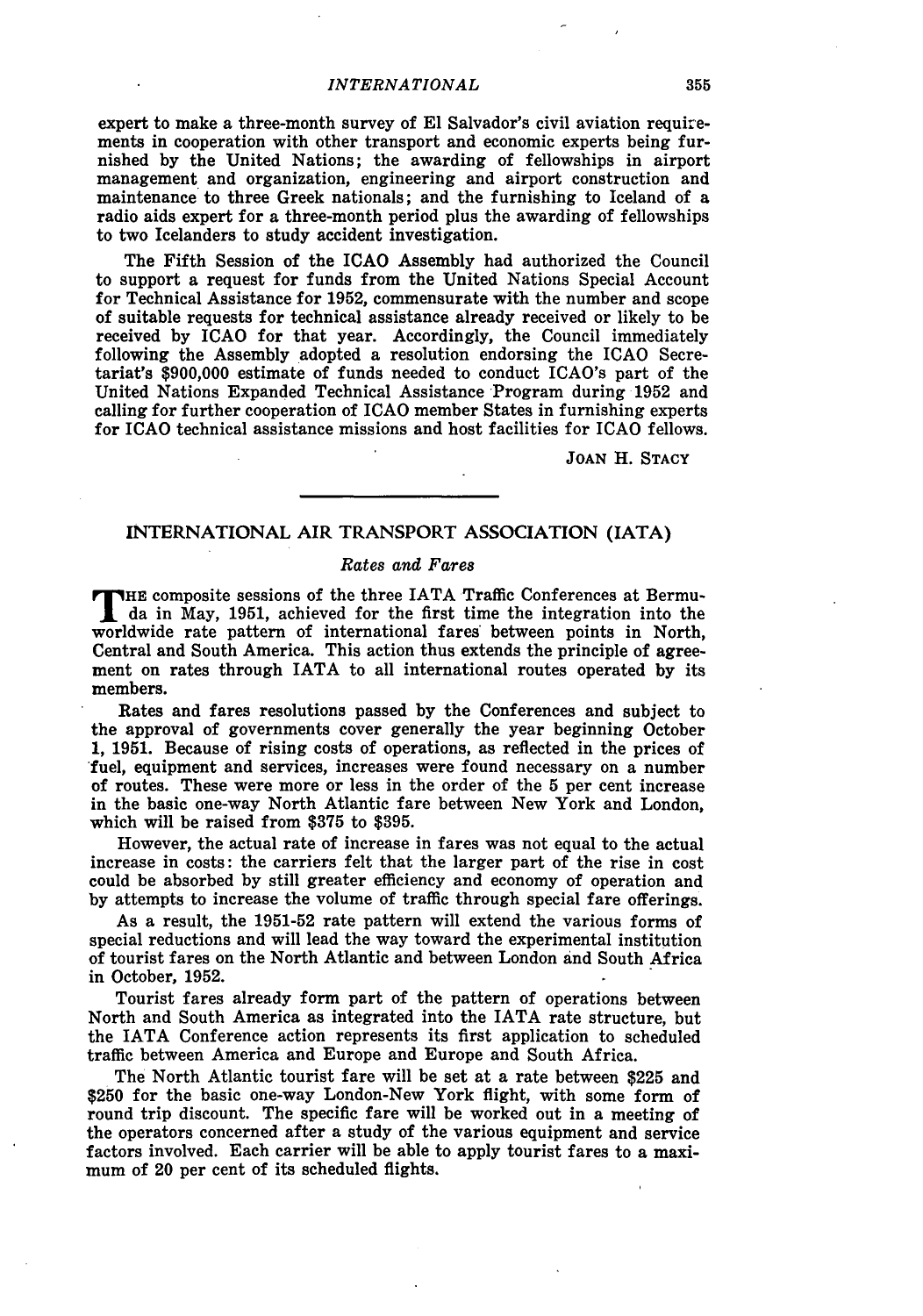expert to make a three-month survey of El Salvador's civil aviation requirements in cooperation with other transport and economic experts being furnished by the United Nations; the awarding of fellowships in airport management and organization, engineering and airport construction and maintenance to three Greek nationals; and the furnishing to Iceland of a radio aids expert for a three-month period plus the awarding of fellowships to two Icelanders to study accident investigation.

The Fifth Session of the ICAO Assembly had authorized the Council to support a request for funds from the United Nations Special Account for Technical Assistance for 1952, commensurate with the number and scope of suitable requests for technical assistance already received or likely to be received by ICAO for that year. Accordingly, the Council immediately following the Assembly adopted a resolution endorsing the ICAO Secretariat's $900,000 estimate of funds needed to conduct ICAO's part of the United Nations Expanded Technical Assistance Program during 1952 and calling for further cooperation of ICAO member States in furnishing experts for ICAO technical assistance missions and host facilities for ICAO fellows.

JOAN H. STACY

## INTERNATIONAL AIR TRANSPORT ASSOCIATION (IATA)

### *Rates and Fares*

THE composite sessions of the three IATA Traffic Conferences at Bermuda in May, 1951, achieved for the first time the integration into the worldwide rate pattern of international fares between points in North, Central and South America. This action thus extends the principle of agreement on rates through IATA to all international routes operated by its members.

Rates and fares resolutions passed by the Conferences and subject to the approval of governments cover generally the year beginning October 1, 1951. Because of rising costs of operations, as reflected in the prices of fuel, equipment and services, increases were found necessary on a number of routes. These were more or less in the order of the 5 per cent increase in the basic one-way North Atlantic fare between New York and London, which will be raised from $375 to $395.

However, the actual rate of increase in fares was not equal to the actual increase in costs: the carriers felt that the larger part of the rise in cost could be absorbed by still greater efficiency and economy of operation and by attempts to increase the volume of traffic through special fare offerings.

As a result, the 1951-52 rate pattern will extend the various forms of special reductions and will lead the way toward the experimental institution of tourist fares on the North Atlantic and between London and South Africa in October, 1952.

Tourist fares already form part of the pattern of operations between North and South America as integrated into the IATA rate structure, but the IATA Conference action represents its first application to scheduled traffic between America and Europe and Europe and South Africa.

The North Atlantic tourist fare will be set at a rate between $225 and $250 for the basic one-way London-New York flight, with some form of round trip discount. The specific fare will be worked out in a meeting of the operators concerned after a study of the various equipment and service factors involved. Each carrier will be able to apply tourist fares to a maximum of 20 per cent of its scheduled flights.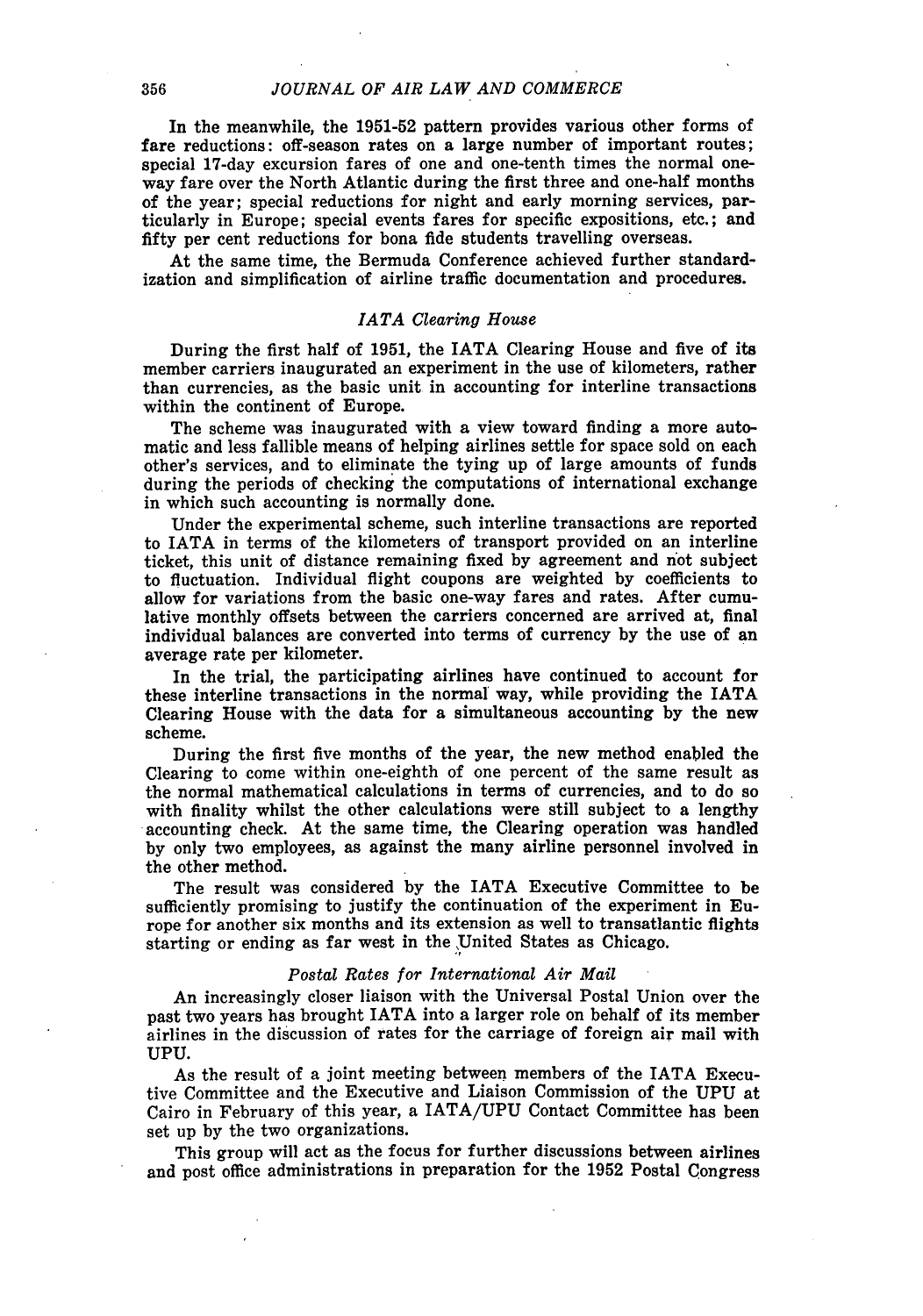In the meanwhile, the 1951-52 pattern provides various other forms of fare reductions: off-season rates on a large number of important routes; special 17-day excursion fares of one and one-tenth times the normal one-way fare over the North Atlantic during the first three and one-half months of the year; special reductions for night and early morning services, particularly in Europe; special events fares for specific expositions, etc.; and fifty per cent reductions for bona fide students travelling overseas.

At the same time, the Bermuda Conference achieved further standardization and simplification of airline traffic documentation and procedures.

### *IATA Clearing House*

During the first half of 1951, the IATA Clearing House and five of its member carriers inaugurated an experiment in the use of kilometers, rather than currencies, as the basic unit in accounting for interline transactions within the continent of Europe.

The scheme was inaugurated with a view toward finding a more automatic and less fallible means of helping airlines settle for space sold on each other's services, and to eliminate the tying up of large amounts of funds during the periods of checking the computations of international exchange in which such accounting is normally done.

Under the experimental scheme, such interline transactions are reported to IATA in terms of the kilometers of transport provided on an interline ticket, this unit of distance remaining fixed by agreement and not subject to fluctuation. Individual flight coupons are weighted by coefficients to allow for variations from the basic one-way fares and rates. After cumulative monthly offsets between the carriers concerned are arrived at, final individual balances are converted into terms of currency by the use of an average rate per kilometer.

In the trial, the participating airlines have continued to account for these interline transactions in the normal way, while providing the IATA Clearing House with the data for a simultaneous accounting by the new scheme.

During the first five months of the year, the new method enabled the Clearing to come within one-eighth of one percent of the same result as the normal mathematical calculations in terms of currencies, and to do so with finality whilst the other calculations were still subject to a lengthy accounting check. At the same time, the Clearing operation was handled by only two employees, as against the many airline personnel involved in the other method.

The result was considered by the IATA Executive Committee to be sufficiently promising to justify the continuation of the experiment in Europe for another six months and its extension as well to transatlantic flights starting or ending as far west in the United States as Chicago.

### *Postal Rates for International Air Mail*

An increasingly closer liaison with the Universal Postal Union over the past two years has brought IATA into a larger role on behalf of its member airlines in the discussion of rates for the carriage of foreign air mail with UPU.

As the result of a joint meeting between members of the IATA Executive Committee and the Executive and Liaison Commission of the UPU at Cairo in February of this year, a IATA/UPU Contact Committee has been set up by the two organizations.

This group will act as the focus for further discussions between airlines and post office administrations in preparation for the 1952 Postal Congress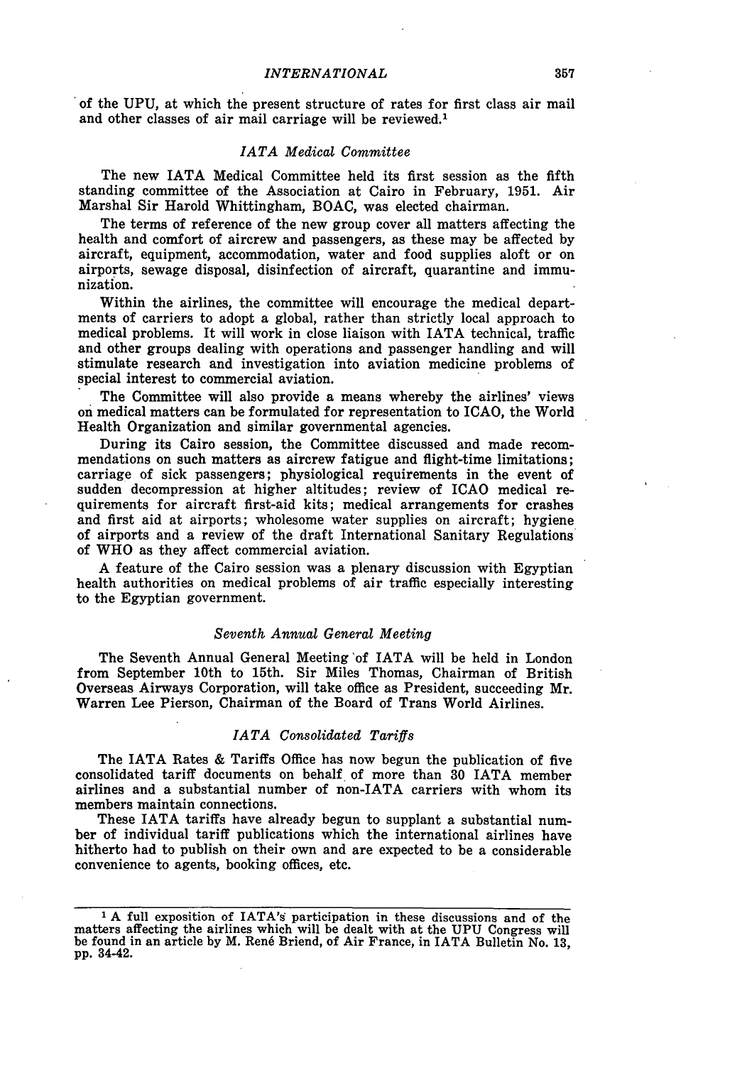of the UPU, at which the present structure of rates for first class air mail and other classes of air mail carriage will be reviewed.[1]

### *IATA Medical Committee*

The new IATA Medical Committee held its first session as the fifth standing committee of the Association at Cairo in February, 1951. Air Marshal Sir Harold Whittingham, BOAC, was elected chairman.

The terms of reference of the new group cover all matters affecting the health and comfort of aircrew and passengers, as these may be affected by aircraft, equipment, accommodation, water and food supplies aloft or on airports, sewage disposal, disinfection of aircraft, quarantine and immunization.

Within the airlines, the committee will encourage the medical departments of carriers to adopt a global, rather than strictly local approach to medical problems. It will work in close liaison with IATA technical, traffic and other groups dealing with operations and passenger handling and will stimulate research and investigation into aviation medicine problems of special interest to commercial aviation.

The Committee will also provide a means whereby the airlines' views on medical matters can be formulated for representation to ICAO, the World Health Organization and similar governmental agencies.

During its Cairo session, the Committee discussed and made recommendations on such matters as aircrew fatigue and flight-time limitations; carriage of sick passengers; physiological requirements in the event of sudden decompression at higher altitudes; review of ICAO medical requirements for aircraft first-aid kits; medical arrangements for crashes and first aid at airports; wholesome water supplies on aircraft; hygiene of airports and a review of the draft International Sanitary Regulations of WHO as they affect commercial aviation.

A feature of the Cairo session was a plenary discussion with Egyptian health authorities on medical problems of air traffic especially interesting to the Egyptian government.

### *Seventh Annual General Meeting*

The Seventh Annual General Meeting of IATA will be held in London from September 10th to 15th. Sir Miles Thomas, Chairman of British Overseas Airways Corporation, will take office as President, succeeding Mr. Warren Lee Pierson, Chairman of the Board of Trans World Airlines.

### *IATA Consolidated Tariffs*

The IATA Rates & Tariffs Office has now begun the publication of five consolidated tariff documents on behalf of more than 30 IATA member airlines and a substantial number of non-IATA carriers with whom its members maintain connections.

These IATA tariffs have already begun to supplant a substantial number of individual tariff publications which the international airlines have hitherto had to publish on their own and are expected to be a considerable convenience to agents, booking offices, etc.

---

[1] A full exposition of IATA's participation in these discussions and of the matters affecting the airlines which will be dealt with at the UPU Congress will be found in an article by M. René Briend, of Air France, in IATA Bulletin No. 13, pp. 34-42.